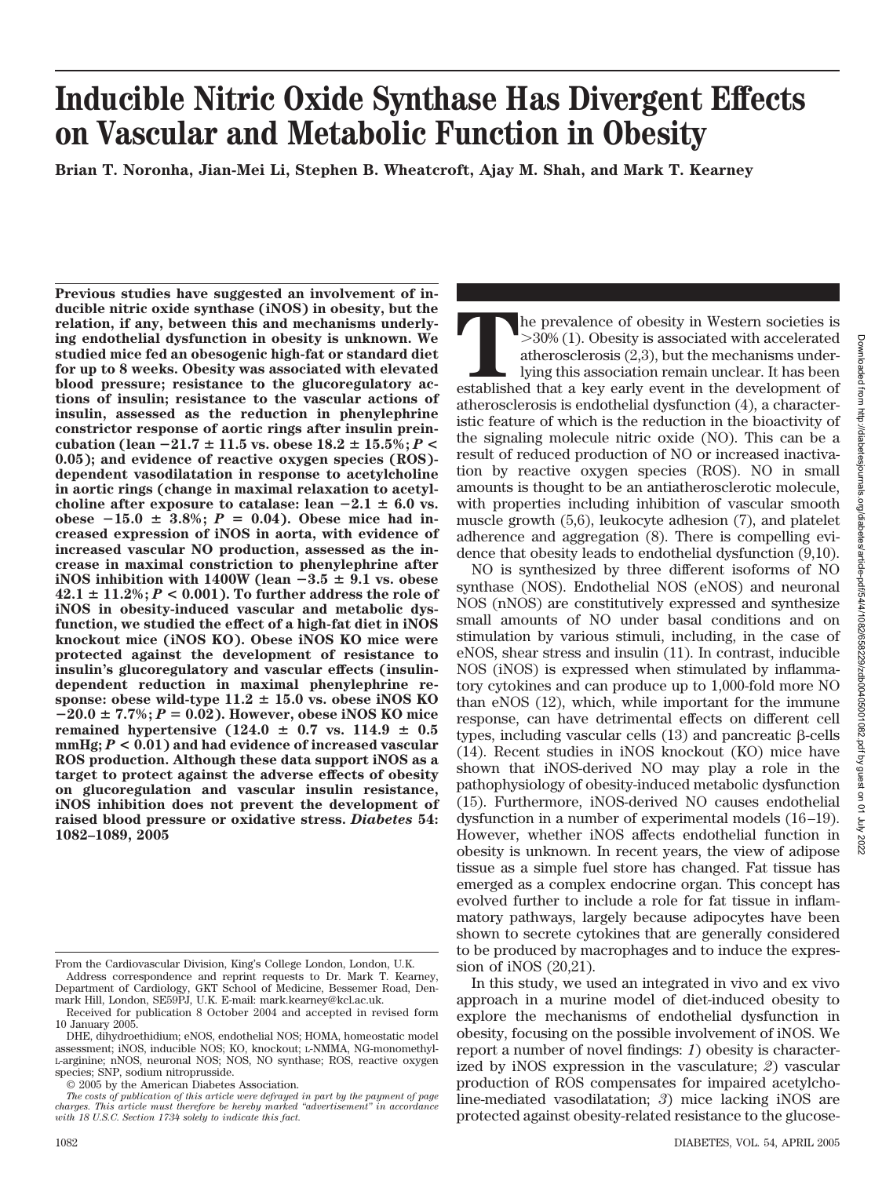# Inducible Nitric Oxide Synthase Has Divergent Effects on Vascular and Metabolic Function in Obesity

**Brian T. Noronha, Jian-Mei Li, Stephen B. Wheatcroft, Ajay M. Shah, and Mark T. Kearney**

**Previous studies have suggested an involvement of inducible nitric oxide synthase (iNOS) in obesity, but the relation, if any, between this and mechanisms underlying endothelial dysfunction in obesity is unknown. We studied mice fed an obesogenic high-fat or standard diet for up to 8 weeks. Obesity was associated with elevated blood pressure; resistance to the glucoregulatory actions of insulin; resistance to the vascular actions of insulin, assessed as the reduction in phenylephrine constrictor response of aortic rings after insulin preincubation (lean −21.7 ± 11.5 vs. obese 18.2 ± 15.5%; $P < 0.05$); and evidence of reactive oxygen species (ROS)-dependent vasodilatation in response to acetylcholine in aortic rings (change in maximal relaxation to acetylcholine after exposure to catalase: lean −2.1 ± 6.0 vs. obese −15.0 ± 3.8%; $P = 0.04$). Obese mice had increased expression of iNOS in aorta, with evidence of increased vascular NO production, assessed as the increase in maximal constriction to phenylephrine after iNOS inhibition with 1400W (lean −3.5 ± 9.1 vs. obese 42.1 ± 11.2%; $P < 0.001$). To further address the role of iNOS in obesity-induced vascular and metabolic dysfunction, we studied the effect of a high-fat diet in iNOS knockout mice (iNOS KO). Obese iNOS KO mice were protected against the development of resistance to insulin's glucoregulatory and vascular effects (insulin-dependent reduction in maximal phenylephrine response: obese wild-type 11.2 ± 15.0 vs. obese iNOS KO −20.0 ± 7.7%; $P = 0.02$). However, obese iNOS KO mice remained hypertensive (124.0 ± 0.7 vs. 114.9 ± 0.5 mmHg; $P < 0.01$) and had evidence of increased vascular ROS production. Although these data support iNOS as a target to protect against the adverse effects of obesity on glucoregulation and vascular insulin resistance, iNOS inhibition does not prevent the development of raised blood pressure or oxidative stress.** ***Diabetes* 54: 1082–1089, 2005**

From the Cardiovascular Division, King's College London, London, U.K.

Address correspondence and reprint requests to Dr. Mark T. Kearney, Department of Cardiology, GKT School of Medicine, Bessemer Road, Denmark Hill, London, SE59PJ, U.K. E-mail: mark.kearney@kcl.ac.uk.

Received for publication 8 October 2004 and accepted in revised form 10 January 2005.

DHE, dihydroethidium; eNOS, endothelial NOS; HOMA, homeostatic model assessment; iNOS, inducible NOS; KO, knockout; L-NMMA, NG-monomethyl-L-arginine; nNOS, neuronal NOS; NOS, NO synthase; ROS, reactive oxygen species; SNP, sodium nitroprusside.

© 2005 by the American Diabetes Association.

*The costs of publication of this article were defrayed in part by the payment of page charges. This article must therefore be hereby marked "advertisement" in accordance with 18 U.S.C. Section 1734 solely to indicate this fact.*

The prevalence of obesity in Western societies is >30% (1). Obesity is associated with accelerated atherosclerosis (2,3), but the mechanisms underlying this association remain unclear. It has been established that a key early event in the development of atherosclerosis is endothelial dysfunction (4), a characteristic feature of which is the reduction in the bioactivity of the signaling molecule nitric oxide (NO). This can be a result of reduced production of NO or increased inactivation by reactive oxygen species (ROS). NO in small amounts is thought to be an antiatherosclerotic molecule, with properties including inhibition of vascular smooth muscle growth (5,6), leukocyte adhesion (7), and platelet adherence and aggregation (8). There is compelling evidence that obesity leads to endothelial dysfunction (9,10).

NO is synthesized by three different isoforms of NO synthase (NOS). Endothelial NOS (eNOS) and neuronal NOS (nNOS) are constitutively expressed and synthesize small amounts of NO under basal conditions and on stimulation by various stimuli, including, in the case of eNOS, shear stress and insulin (11). In contrast, inducible NOS (iNOS) is expressed when stimulated by inflammatory cytokines and can produce up to 1,000-fold more NO than eNOS (12), which, while important for the immune response, can have detrimental effects on different cell types, including vascular cells (13) and pancreatic β-cells (14). Recent studies in iNOS knockout (KO) mice have shown that iNOS-derived NO may play a role in the pathophysiology of obesity-induced metabolic dysfunction (15). Furthermore, iNOS-derived NO causes endothelial dysfunction in a number of experimental models (16–19). However, whether iNOS affects endothelial function in obesity is unknown. In recent years, the view of adipose tissue as a simple fuel store has changed. Fat tissue has emerged as a complex endocrine organ. This concept has evolved further to include a role for fat tissue in inflammatory pathways, largely because adipocytes have been shown to secrete cytokines that are generally considered to be produced by macrophages and to induce the expression of iNOS (20,21).

In this study, we used an integrated in vivo and ex vivo approach in a murine model of diet-induced obesity to explore the mechanisms of endothelial dysfunction in obesity, focusing on the possible involvement of iNOS. We report a number of novel findings: *1*) obesity is characterized by iNOS expression in the vasculature; *2*) vascular production of ROS compensates for impaired acetylcholine-mediated vasodilatation; *3*) mice lacking iNOS are protected against obesity-related resistance to the glucose-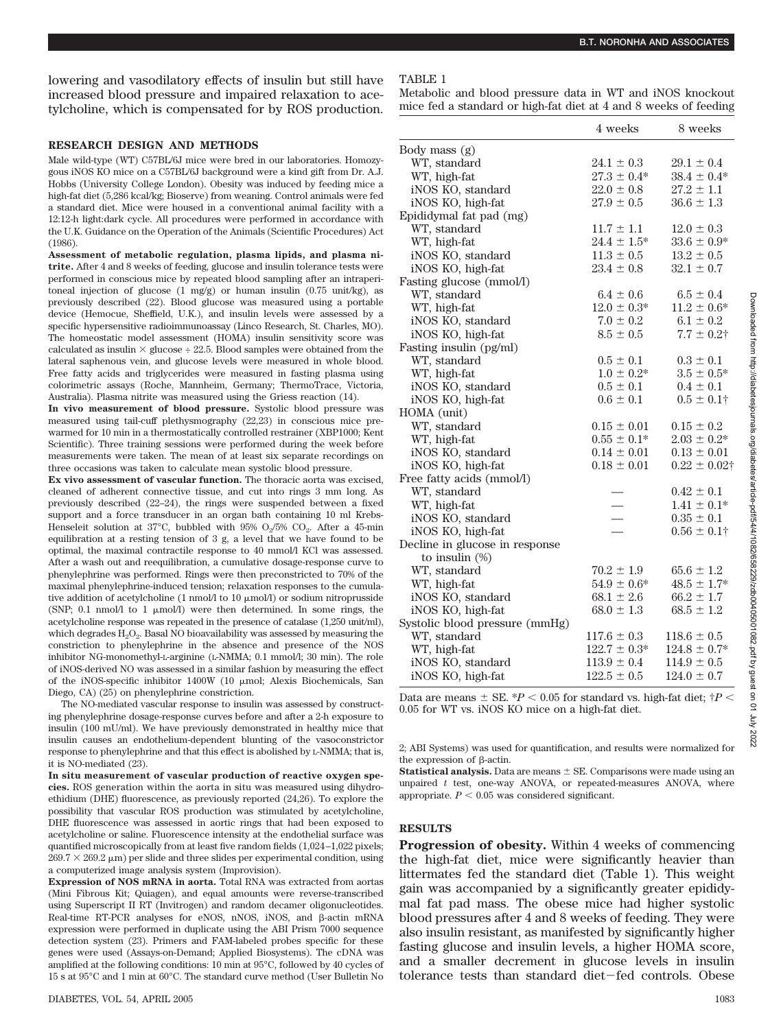lowering and vasodilatory effects of insulin but still have increased blood pressure and impaired relaxation to acetylcholine, which is compensated for by ROS production.

## RESEARCH DESIGN AND METHODS

Male wild-type (WT) C57BL/6J mice were bred in our laboratories. Homozygous iNOS KO mice on a C57BL/6J background were a kind gift from Dr. A.J. Hobbs (University College London). Obesity was induced by feeding mice a high-fat diet (5,286 kcal/kg; Bioserve) from weaning. Control animals were fed a standard diet. Mice were housed in a conventional animal facility with a 12:12-h light:dark cycle. All procedures were performed in accordance with the U.K. Guidance on the Operation of the Animals (Scientific Procedures) Act (1986).

**Assessment of metabolic regulation, plasma lipids, and plasma nitrite.** After 4 and 8 weeks of feeding, glucose and insulin tolerance tests were performed in conscious mice by repeated blood sampling after an intraperitoneal injection of glucose (1 mg/g) or human insulin (0.75 unit/kg), as previously described (22). Blood glucose was measured using a portable device (Hemocue, Sheffield, U.K.), and insulin levels were assessed by a specific hypersensitive radioimmunoassay (Linco Research, St. Charles, MO). The homeostatic model assessment (HOMA) insulin sensitivity score was calculated as insulin × glucose ÷ 22.5. Blood samples were obtained from the lateral saphenous vein, and glucose levels were measured in whole blood. Free fatty acids and triglycerides were measured in fasting plasma using colorimetric assays (Roche, Mannheim, Germany; ThermoTrace, Victoria, Australia). Plasma nitrite was measured using the Griess reaction (14).

**In vivo measurement of blood pressure.** Systolic blood pressure was measured using tail-cuff plethysmography (22,23) in conscious mice prewarmed for 10 min in a thermostatically controlled restrainer (XBP1000; Kent Scientific). Three training sessions were performed during the week before measurements were taken. The mean of at least six separate recordings on three occasions was taken to calculate mean systolic blood pressure.

**Ex vivo assessment of vascular function.** The thoracic aorta was excised, cleaned of adherent connective tissue, and cut into rings 3 mm long. As previously described (22–24), the rings were suspended between a fixed support and a force transducer in an organ bath containing 10 ml Krebs-Henseleit solution at 37°C, bubbled with 95% $O_2$/5% $CO_2$. After a 45-min equilibration at a resting tension of 3 g, a level that we have found to be optimal, the maximal contractile response to 40 mmol/l KCl was assessed. After a wash out and reequilibration, a cumulative dosage-response curve to phenylephrine was performed. Rings were then preconstricted to 70% of the maximal phenylephrine-induced tension; relaxation responses to the cumulative addition of acetylcholine (1 nmol/l to 10 μmol/l) or sodium nitroprusside (SNP; 0.1 nmol/l to 1 μmol/l) were then determined. In some rings, the acetylcholine response was repeated in the presence of catalase (1,250 unit/ml), which degrades $H_2O_2$. Basal NO bioavailability was assessed by measuring the constriction to phenylephrine in the absence and presence of the NOS inhibitor NG-monomethyl-L-arginine (L-NMMA; 0.1 mmol/l; 30 min). The role of iNOS-derived NO was assessed in a similar fashion by measuring the effect of the iNOS-specific inhibitor 1400W (10 μmol; Alexis Biochemicals, San Diego, CA) (25) on phenylephrine constriction.

The NO-mediated vascular response to insulin was assessed by constructing phenylephrine dosage-response curves before and after a 2-h exposure to insulin (100 mU/ml). We have previously demonstrated in healthy mice that insulin causes an endothelium-dependent blunting of the vasoconstrictor response to phenylephrine and that this effect is abolished by L-NMMA; that is, it is NO-mediated (23).

**In situ measurement of vascular production of reactive oxygen species.** ROS generation within the aorta in situ was measured using dihydroethidium (DHE) fluorescence, as previously reported (24,26). To explore the possibility that vascular ROS production was stimulated by acetylcholine, DHE fluorescence was assessed in aortic rings that had been exposed to acetylcholine or saline. Fluorescence intensity at the endothelial surface was quantified microscopically from at least five random fields (1,024–1,022 pixels; 269.7 × 269.2 μm) per slide and three slides per experimental condition, using a computerized image analysis system (Improvision).

**Expression of NOS mRNA in aorta.** Total RNA was extracted from aortas (Mini Fibrous Kit; Quiagen), and equal amounts were reverse-transcribed using Superscript II RT (Invitrogen) and random decamer oligonucleotides. Real-time RT-PCR analyses for eNOS, nNOS, iNOS, and β-actin mRNA expression were performed in duplicate using the ABI Prism 7000 sequence detection system (23). Primers and FAM-labeled probes specific for these genes were used (Assays-on-Demand; Applied Biosystems). The cDNA was amplified at the following conditions: 10 min at 95°C, followed by 40 cycles of 15 s at 95°C and 1 min at 60°C. The standard curve method (User Bulletin No 2; ABI Systems) was used for quantification, and results were normalized for the expression of β-actin.

**Statistical analysis.** Data are means ± SE. Comparisons were made using an unpaired *t* test, one-way ANOVA, or repeated-measures ANOVA, where appropriate. $P < 0.05$ was considered significant.

TABLE 1

Metabolic and blood pressure data in WT and iNOS knockout mice fed a standard or high-fat diet at 4 and 8 weeks of feeding

| | 4 weeks | 8 weeks |
|---|---|---|
| Body mass (g) | | |
| WT, standard | 24.1 ± 0.3 | 29.1 ± 0.4 |
| WT, high-fat | 27.3 ± 0.4* | 38.4 ± 0.4* |
| iNOS KO, standard | 22.0 ± 0.8 | 27.2 ± 1.1 |
| iNOS KO, high-fat | 27.9 ± 0.5 | 36.6 ± 1.3 |
| Epididymal fat pad (mg) | | |
| WT, standard | 11.7 ± 1.1 | 12.0 ± 0.3 |
| WT, high-fat | 24.4 ± 1.5* | 33.6 ± 0.9* |
| iNOS KO, standard | 11.3 ± 0.5 | 13.2 ± 0.5 |
| iNOS KO, high-fat | 23.4 ± 0.8 | 32.1 ± 0.7 |
| Fasting glucose (mmol/l) | | |
| WT, standard | 6.4 ± 0.6 | 6.5 ± 0.4 |
| WT, high-fat | 12.0 ± 0.3* | 11.2 ± 0.6* |
| iNOS KO, standard | 7.0 ± 0.2 | 6.1 ± 0.2 |
| iNOS KO, high-fat | 8.5 ± 0.5 | 7.7 ± 0.2† |
| Fasting insulin (pg/ml) | | |
| WT, standard | 0.5 ± 0.1 | 0.3 ± 0.1 |
| WT, high-fat | 1.0 ± 0.2* | 3.5 ± 0.5* |
| iNOS KO, standard | 0.5 ± 0.1 | 0.4 ± 0.1 |
| iNOS KO, high-fat | 0.6 ± 0.1 | 0.5 ± 0.1† |
| HOMA (unit) | | |
| WT, standard | 0.15 ± 0.01 | 0.15 ± 0.2 |
| WT, high-fat | 0.55 ± 0.1* | 2.03 ± 0.2* |
| iNOS KO, standard | 0.14 ± 0.01 | 0.13 ± 0.01 |
| iNOS KO, high-fat | 0.18 ± 0.01 | 0.22 ± 0.02† |
| Free fatty acids (mmol/l) | | |
| WT, standard | — | 0.42 ± 0.1 |
| WT, high-fat | — | 1.41 ± 0.1* |
| iNOS KO, standard | — | 0.35 ± 0.1 |
| iNOS KO, high-fat | — | 0.56 ± 0.1† |
| Decline in glucose in response to insulin (%) | | |
| WT, standard | 70.2 ± 1.9 | 65.6 ± 1.2 |
| WT, high-fat | 54.9 ± 0.6* | 48.5 ± 1.7* |
| iNOS KO, standard | 68.1 ± 2.6 | 66.2 ± 1.7 |
| iNOS KO, high-fat | 68.0 ± 1.3 | 68.5 ± 1.2 |
| Systolic blood pressure (mmHg) | | |
| WT, standard | 117.6 ± 0.3 | 118.6 ± 0.5 |
| WT, high-fat | 122.7 ± 0.3* | 124.8 ± 0.7* |
| iNOS KO, standard | 113.9 ± 0.4 | 114.9 ± 0.5 |
| iNOS KO, high-fat | 122.5 ± 0.5 | 124.0 ± 0.7 |

Data are means ± SE. *$P < 0.05$ for standard vs. high-fat diet; †$P < 0.05$ for WT vs. iNOS KO mice on a high-fat diet.

## RESULTS

**Progression of obesity.** Within 4 weeks of commencing the high-fat diet, mice were significantly heavier than littermates fed the standard diet (Table 1). This weight gain was accompanied by a significantly greater epididymal fat pad mass. The obese mice had higher systolic blood pressures after 4 and 8 weeks of feeding. They were also insulin resistant, as manifested by significantly higher fasting glucose and insulin levels, a higher HOMA score, and a smaller decrement in glucose levels in insulin tolerance tests than standard diet–fed controls. Obese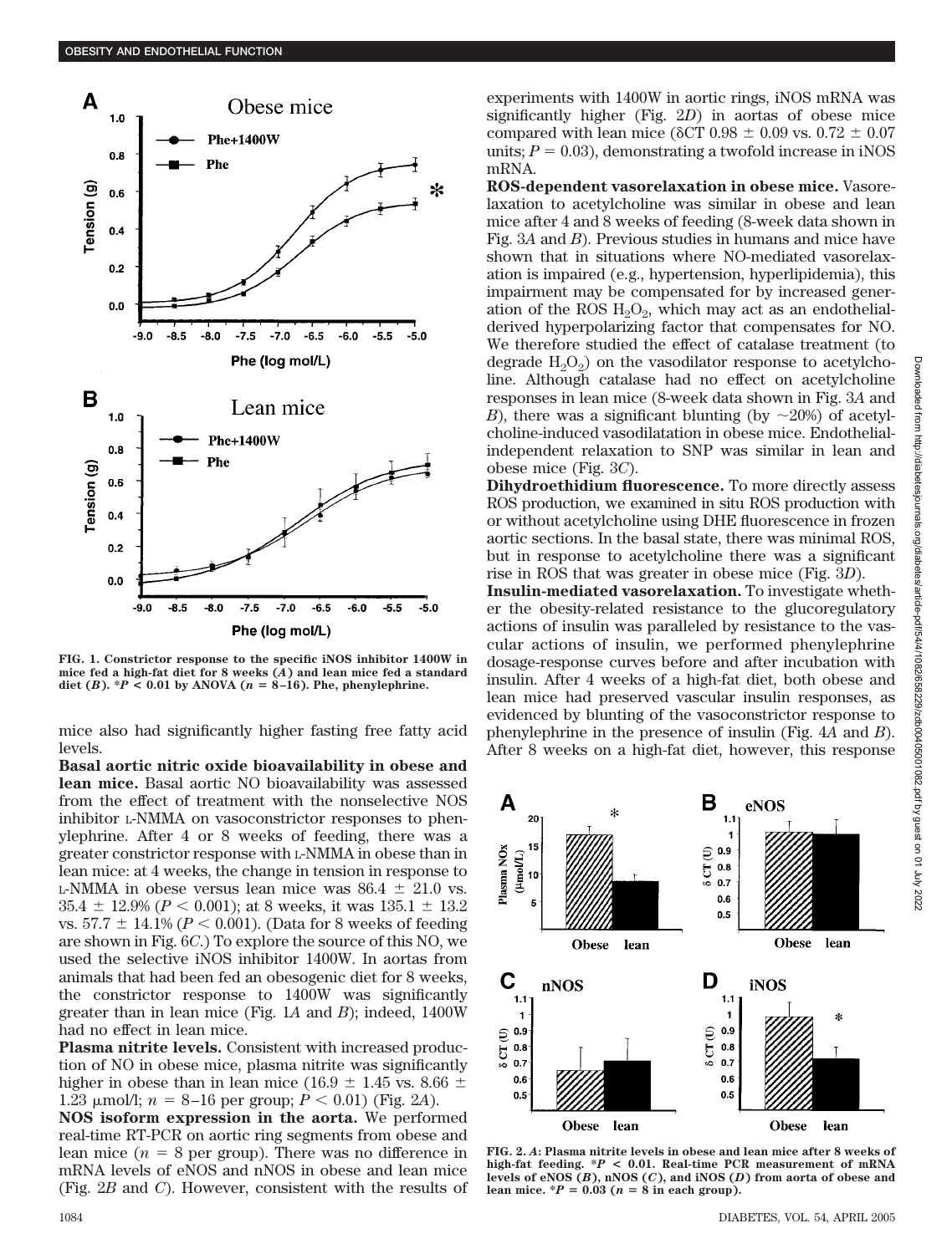FIG. 1. Constrictor response to the specific iNOS inhibitor 1400W in mice fed a high-fat diet for 8 weeks (*A*) and lean mice fed a standard diet (*B*). *$P < 0.01$ by ANOVA ($n = 8$–16). Phe, phenylephrine.

mice also had significantly higher fasting free fatty acid levels.

**Basal aortic nitric oxide bioavailability in obese and lean mice.** Basal aortic NO bioavailability was assessed from the effect of treatment with the nonselective NOS inhibitor L-NMMA on vasoconstrictor responses to phenylephrine. After 4 or 8 weeks of feeding, there was a greater constrictor response with L-NMMA in obese than in lean mice: at 4 weeks, the change in tension in response to L-NMMA in obese versus lean mice was 86.4 ± 21.0 vs. 35.4 ± 12.9% ($P < 0.001$); at 8 weeks, it was 135.1 ± 13.2 vs. 57.7 ± 14.1% ($P < 0.001$). (Data for 8 weeks of feeding are shown in Fig. 6*C*.) To explore the source of this NO, we used the selective iNOS inhibitor 1400W. In aortas from animals that had been fed an obesogenic diet for 8 weeks, the constrictor response to 1400W was significantly greater than in lean mice (Fig. 1*A* and *B*); indeed, 1400W had no effect in lean mice.

**Plasma nitrite levels.** Consistent with increased production of NO in obese mice, plasma nitrite was significantly higher in obese than in lean mice (16.9 ± 1.45 vs. 8.66 ± 1.23 μmol/l; $n = 8$–16 per group; $P < 0.01$) (Fig. 2*A*).

**NOS isoform expression in the aorta.** We performed real-time RT-PCR on aortic ring segments from obese and lean mice ($n = 8$ per group). There was no difference in mRNA levels of eNOS and nNOS in obese and lean mice (Fig. 2*B* and *C*). However, consistent with the results of experiments with 1400W in aortic rings, iNOS mRNA was significantly higher (Fig. 2*D*) in aortas of obese mice compared with lean mice (δCT 0.98 ± 0.09 vs. 0.72 ± 0.07 units; $P = 0.03$), demonstrating a twofold increase in iNOS mRNA.

**ROS-dependent vasorelaxation in obese mice.** Vasorelaxation to acetylcholine was similar in obese and lean mice after 4 and 8 weeks of feeding (8-week data shown in Fig. 3*A* and *B*). Previous studies in humans and mice have shown that in situations where NO-mediated vasorelaxation is impaired (e.g., hypertension, hyperlipidemia), this impairment may be compensated for by increased generation of the ROS $H_2O_2$, which may act as an endothelial-derived hyperpolarizing factor that compensates for NO. We therefore studied the effect of catalase treatment (to degrade $H_2O_2$) on the vasodilator response to acetylcholine. Although catalase had no effect on acetylcholine responses in lean mice (8-week data shown in Fig. 3*A* and *B*), there was a significant blunting (by ~20%) of acetylcholine-induced vasodilatation in obese mice. Endothelial-independent relaxation to SNP was similar in lean and obese mice (Fig. 3*C*).

**Dihydroethidium fluorescence.** To more directly assess ROS production, we examined in situ ROS production with or without acetylcholine using DHE fluorescence in frozen aortic sections. In the basal state, there was minimal ROS, but in response to acetylcholine there was a significant rise in ROS that was greater in obese mice (Fig. 3*D*).

**Insulin-mediated vasorelaxation.** To investigate whether the obesity-related resistance to the glucoregulatory actions of insulin was paralleled by resistance to the vascular actions of insulin, we performed phenylephrine dosage-response curves before and after incubation with insulin. After 4 weeks of a high-fat diet, both obese and lean mice had preserved vascular insulin responses, as evidenced by blunting of the vasoconstrictor response to phenylephrine in the presence of insulin (Fig. 4*A* and *B*). After 8 weeks on a high-fat diet, however, this response

FIG. 2. *A*: Plasma nitrite levels in obese and lean mice after 8 weeks of high-fat feeding. *$P < 0.01$. Real-time PCR measurement of mRNA levels of eNOS (*B*), nNOS (*C*), and iNOS (*D*) from aorta of obese and lean mice. *$P = 0.03$ ($n = 8$ in each group).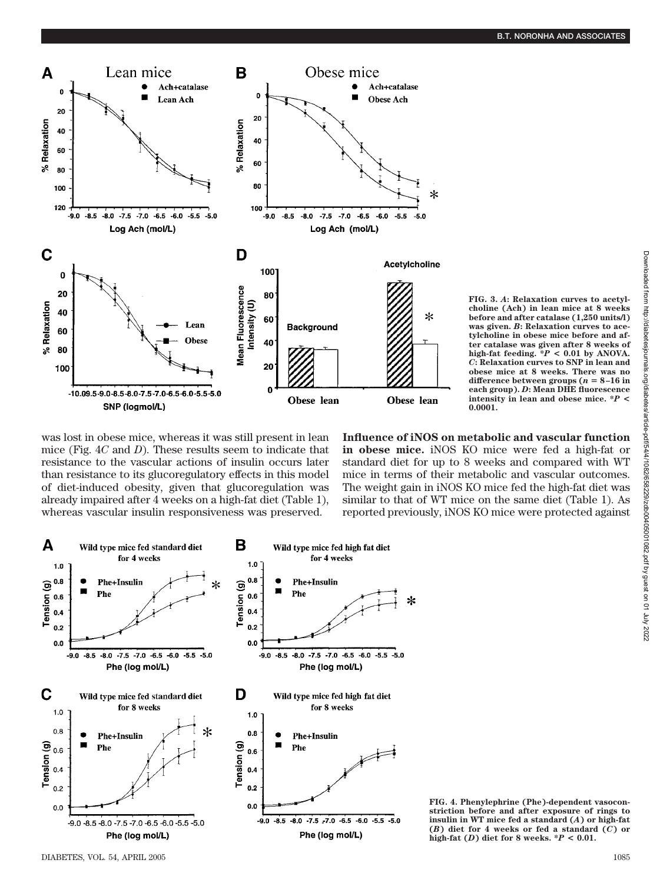FIG. 3. *A*: Relaxation curves to acetylcholine (Ach) in lean mice at 8 weeks before and after catalase (1,250 units/l) was given. *B*: Relaxation curves to acetylcholine in obese mice before and after catalase was given after 8 weeks of high-fat feeding. *$P < 0.01$ by ANOVA. *C*: Relaxation curves to SNP in lean and obese mice at 8 weeks. There was no difference between groups ($n$ = 8–16 in each group). *D*: Mean DHE fluorescence intensity in lean and obese mice. *$P < 0.0001$.

was lost in obese mice, whereas it was still present in lean mice (Fig. 4*C* and *D*). These results seem to indicate that resistance to the vascular actions of insulin occurs later than resistance to its glucoregulatory effects in this model of diet-induced obesity, given that glucoregulation was already impaired after 4 weeks on a high-fat diet (Table 1), whereas vascular insulin responsiveness was preserved.

**Influence of iNOS on metabolic and vascular function in obese mice.** iNOS KO mice were fed a high-fat or standard diet for up to 8 weeks and compared with WT mice in terms of their metabolic and vascular outcomes. The weight gain in iNOS KO mice fed the high-fat diet was similar to that of WT mice on the same diet (Table 1). As reported previously, iNOS KO mice were protected against

FIG. 4. Phenylephrine (Phe)-dependent vasoconstriction before and after exposure of rings to insulin in WT mice fed a standard (*A*) or high-fat (*B*) diet for 4 weeks or fed a standard (*C*) or high-fat (*D*) diet for 8 weeks. *$P < 0.01$.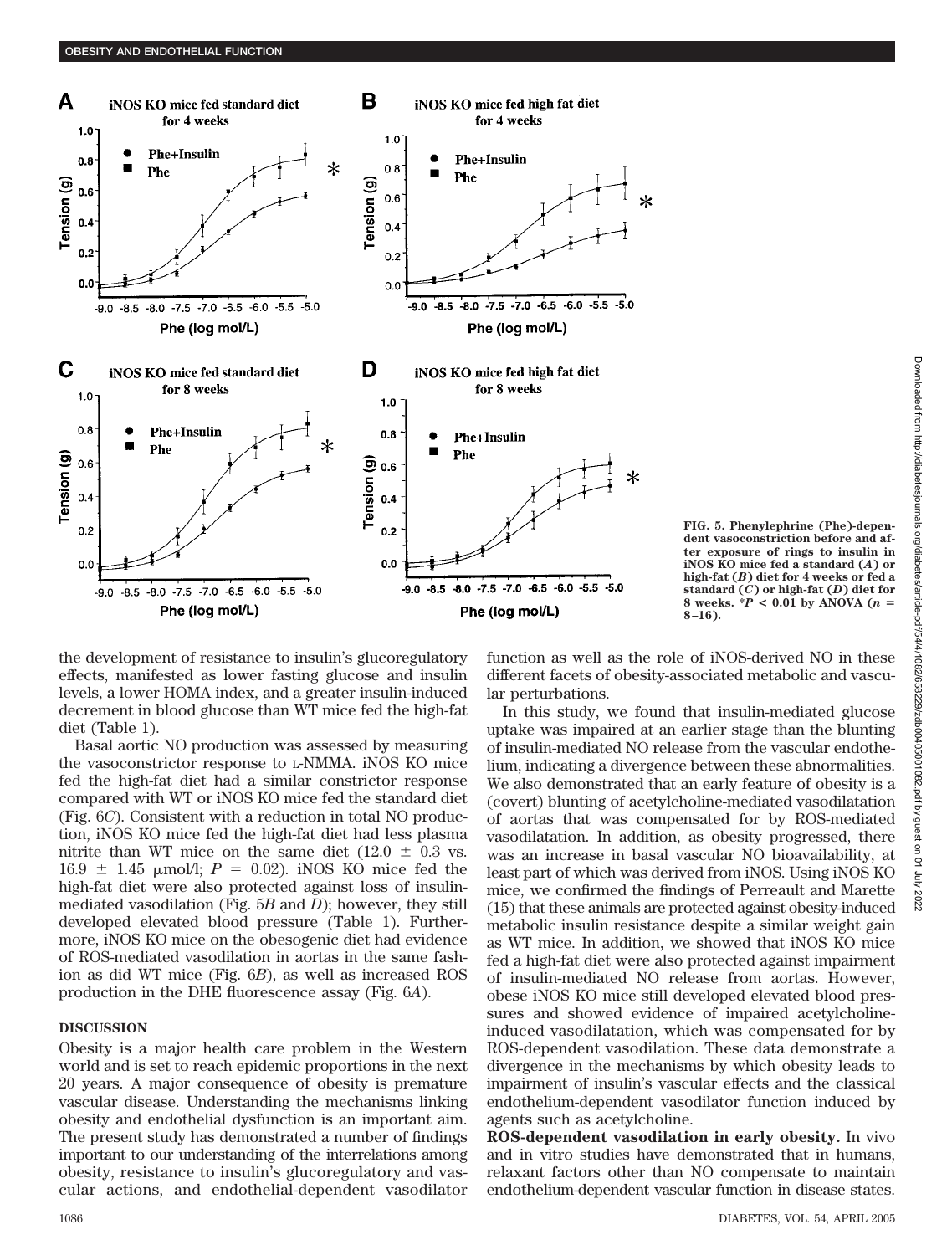FIG. 5. Phenylephrine (Phe)-dependent vasoconstriction before and after exposure of rings to insulin in iNOS KO mice fed a standard (*A*) or high-fat (*B*) diet for 4 weeks or fed a standard (*C*) or high-fat (*D*) diet for 8 weeks. *$P < 0.01$ by ANOVA ($n$ = 8–16).

the development of resistance to insulin's glucoregulatory effects, manifested as lower fasting glucose and insulin levels, a lower HOMA index, and a greater insulin-induced decrement in blood glucose than WT mice fed the high-fat diet (Table 1).

Basal aortic NO production was assessed by measuring the vasoconstrictor response to L-NMMA. iNOS KO mice fed the high-fat diet had a similar constrictor response compared with WT or iNOS KO mice fed the standard diet (Fig. 6*C*). Consistent with a reduction in total NO production, iNOS KO mice fed the high-fat diet had less plasma nitrite than WT mice on the same diet (12.0 ± 0.3 vs. 16.9 ± 1.45 μmol/l; $P$ = 0.02). iNOS KO mice fed the high-fat diet were also protected against loss of insulin-mediated vasodilation (Fig. 5*B* and *D*); however, they still developed elevated blood pressure (Table 1). Furthermore, iNOS KO mice on the obesogenic diet had evidence of ROS-mediated vasodilation in aortas in the same fashion as did WT mice (Fig. 6*B*), as well as increased ROS production in the DHE fluorescence assay (Fig. 6*A*).

## DISCUSSION

Obesity is a major health care problem in the Western world and is set to reach epidemic proportions in the next 20 years. A major consequence of obesity is premature vascular disease. Understanding the mechanisms linking obesity and endothelial dysfunction is an important aim. The present study has demonstrated a number of findings important to our understanding of the interrelations among obesity, resistance to insulin's glucoregulatory and vascular actions, and endothelial-dependent vasodilator function as well as the role of iNOS-derived NO in these different facets of obesity-associated metabolic and vascular perturbations.

In this study, we found that insulin-mediated glucose uptake was impaired at an earlier stage than the blunting of insulin-mediated NO release from the vascular endothelium, indicating a divergence between these abnormalities. We also demonstrated that an early feature of obesity is a (covert) blunting of acetylcholine-mediated vasodilatation of aortas that was compensated for by ROS-mediated vasodilatation. In addition, as obesity progressed, there was an increase in basal vascular NO bioavailability, at least part of which was derived from iNOS. Using iNOS KO mice, we confirmed the findings of Perreault and Marette (15) that these animals are protected against obesity-induced metabolic insulin resistance despite a similar weight gain as WT mice. In addition, we showed that iNOS KO mice fed a high-fat diet were also protected against impairment of insulin-mediated NO release from aortas. However, obese iNOS KO mice still developed elevated blood pressures and showed evidence of impaired acetylcholine-induced vasodilatation, which was compensated for by ROS-dependent vasodilation. These data demonstrate a divergence in the mechanisms by which obesity leads to impairment of insulin's vascular effects and the classical endothelium-dependent vasodilator function induced by agents such as acetylcholine.

**ROS-dependent vasodilation in early obesity.** In vivo and in vitro studies have demonstrated that in humans, relaxant factors other than NO compensate to maintain endothelium-dependent vascular function in disease states.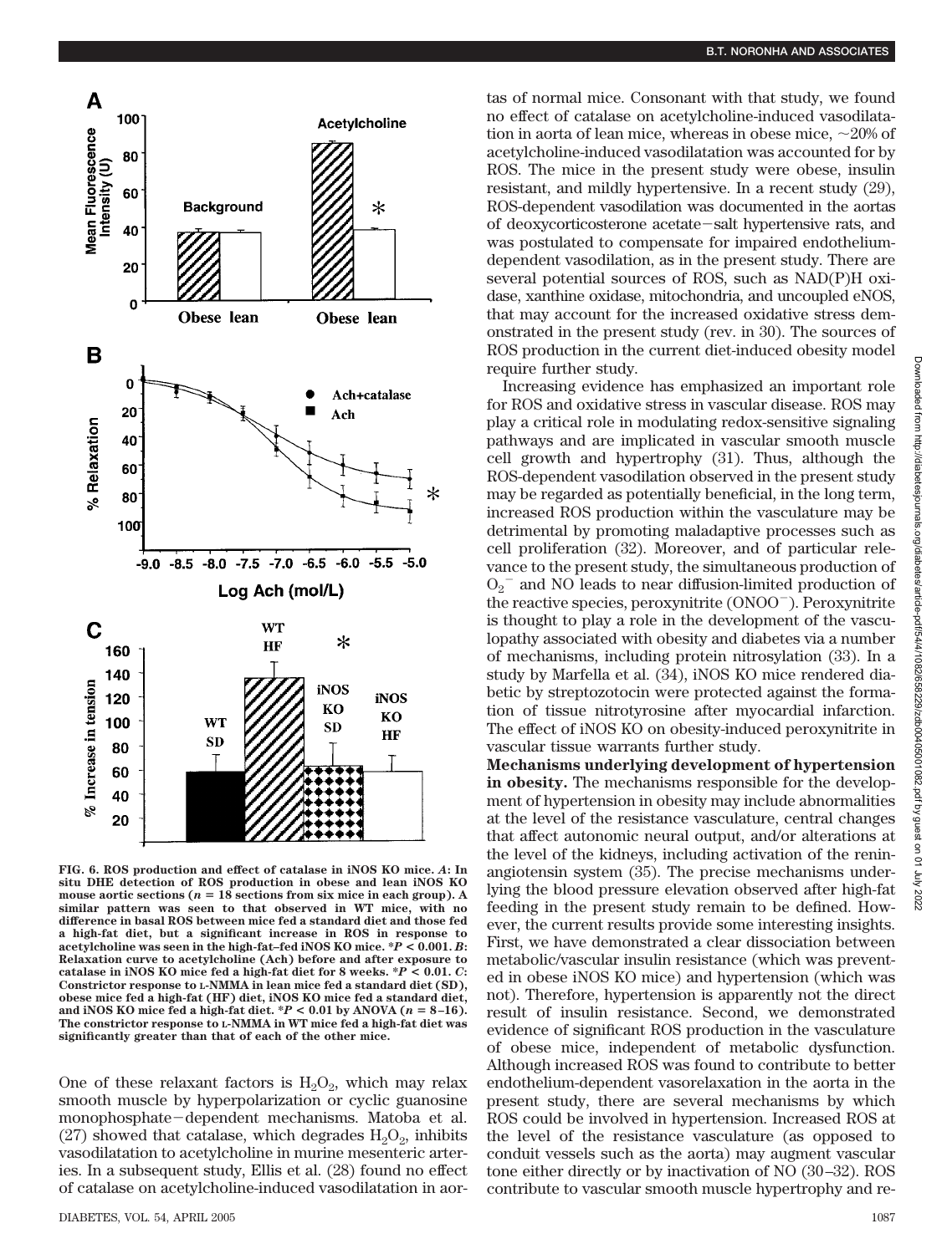**FIG. 6. ROS production and effect of catalase in iNOS KO mice.** *A*: In situ DHE detection of ROS production in obese and lean iNOS KO mouse aortic sections ($n = 18$ sections from six mice in each group). A similar pattern was seen to that observed in WT mice, with no difference in basal ROS between mice fed a standard diet and those fed a high-fat diet, but a significant increase in ROS in response to acetylcholine was seen in the high-fat–fed iNOS KO mice. \*$P < 0.001$. *B*: Relaxation curve to acetylcholine (Ach) before and after exposure to catalase in iNOS KO mice fed a high-fat diet for 8 weeks. \*$P < 0.01$. *C*: Constrictor response to L-NMMA in lean mice fed a standard diet (SD), obese mice fed a high-fat (HF) diet, iNOS KO mice fed a standard diet, and iNOS KO mice fed a high-fat diet. \*$P < 0.01$ by ANOVA ($n = 8$–16). The constrictor response to L-NMMA in WT mice fed a high-fat diet was significantly greater than that of each of the other mice.

One of these relaxant factors is $H_2O_2$, which may relax smooth muscle by hyperpolarization or cyclic guanosine monophosphate−dependent mechanisms. Matoba et al. (27) showed that catalase, which degrades $H_2O_2$, inhibits vasodilatation to acetylcholine in murine mesenteric arteries. In a subsequent study, Ellis et al. (28) found no effect of catalase on acetylcholine-induced vasodilatation in aortas of normal mice. Consonant with that study, we found no effect of catalase on acetylcholine-induced vasodilatation in aorta of lean mice, whereas in obese mice, ~20% of acetylcholine-induced vasodilatation was accounted for by ROS. The mice in the present study were obese, insulin resistant, and mildly hypertensive. In a recent study (29), ROS-dependent vasodilation was documented in the aortas of deoxycorticosterone acetate−salt hypertensive rats, and was postulated to compensate for impaired endothelium-dependent vasodilation, as in the present study. There are several potential sources of ROS, such as NAD(P)H oxidase, xanthine oxidase, mitochondria, and uncoupled eNOS, that may account for the increased oxidative stress demonstrated in the present study (rev. in 30). The sources of ROS production in the current diet-induced obesity model require further study.

Increasing evidence has emphasized an important role for ROS and oxidative stress in vascular disease. ROS may play a critical role in modulating redox-sensitive signaling pathways and are implicated in vascular smooth muscle cell growth and hypertrophy (31). Thus, although the ROS-dependent vasodilation observed in the present study may be regarded as potentially beneficial, in the long term, increased ROS production within the vasculature may be detrimental by promoting maladaptive processes such as cell proliferation (32). Moreover, and of particular relevance to the present study, the simultaneous production of $O_2^-$ and NO leads to near diffusion-limited production of the reactive species, peroxynitrite ($ONOO^-$). Peroxynitrite is thought to play a role in the development of the vasculopathy associated with obesity and diabetes via a number of mechanisms, including protein nitrosylation (33). In a study by Marfella et al. (34), iNOS KO mice rendered diabetic by streptozotocin were protected against the formation of tissue nitrotyrosine after myocardial infarction. The effect of iNOS KO on obesity-induced peroxynitrite in vascular tissue warrants further study.

**Mechanisms underlying development of hypertension in obesity.** The mechanisms responsible for the development of hypertension in obesity may include abnormalities at the level of the resistance vasculature, central changes that affect autonomic neural output, and/or alterations at the level of the kidneys, including activation of the renin-angiotensin system (35). The precise mechanisms underlying the blood pressure elevation observed after high-fat feeding in the present study remain to be defined. However, the current results provide some interesting insights. First, we have demonstrated a clear dissociation between metabolic/vascular insulin resistance (which was prevented in obese iNOS KO mice) and hypertension (which was not). Therefore, hypertension is apparently not the direct result of insulin resistance. Second, we demonstrated evidence of significant ROS production in the vasculature of obese mice, independent of metabolic dysfunction. Although increased ROS was found to contribute to better endothelium-dependent vasorelaxation in the aorta in the present study, there are several mechanisms by which ROS could be involved in hypertension. Increased ROS at the level of the resistance vasculature (as opposed to conduit vessels such as the aorta) may augment vascular tone either directly or by inactivation of NO (30–32). ROS contribute to vascular smooth muscle hypertrophy and re-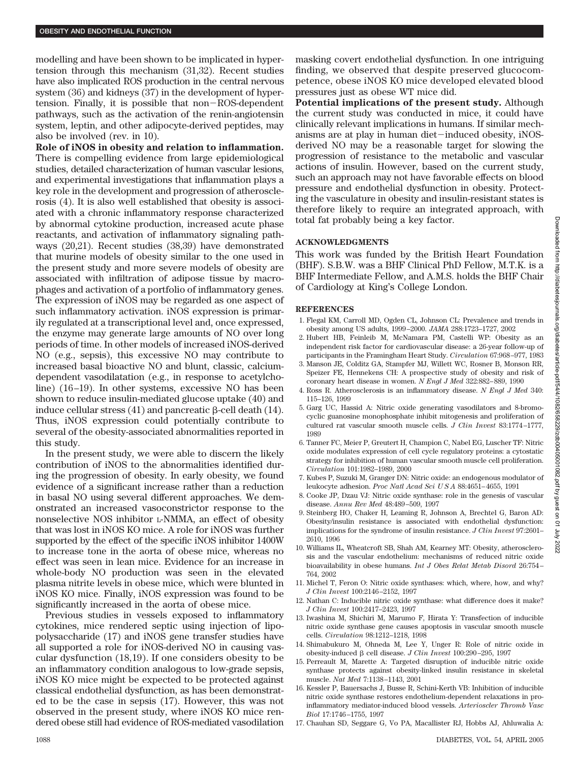modelling and have been shown to be implicated in hypertension through this mechanism (31,32). Recent studies have also implicated ROS production in the central nervous system (36) and kidneys (37) in the development of hypertension. Finally, it is possible that non−ROS-dependent pathways, such as the activation of the renin-angiotensin system, leptin, and other adipocyte-derived peptides, may also be involved (rev. in 10).

**Role of iNOS in obesity and relation to inflammation.** There is compelling evidence from large epidemiological studies, detailed characterization of human vascular lesions, and experimental investigations that inflammation plays a key role in the development and progression of atherosclerosis (4). It is also well established that obesity is associated with a chronic inflammatory response characterized by abnormal cytokine production, increased acute phase reactants, and activation of inflammatory signaling pathways (20,21). Recent studies (38,39) have demonstrated that murine models of obesity similar to the one used in the present study and more severe models of obesity are associated with infiltration of adipose tissue by macrophages and activation of a portfolio of inflammatory genes. The expression of iNOS may be regarded as one aspect of such inflammatory activation. iNOS expression is primarily regulated at a transcriptional level and, once expressed, the enzyme may generate large amounts of NO over long periods of time. In other models of increased iNOS-derived NO (e.g., sepsis), this excessive NO may contribute to increased basal bioactive NO and blunt, classic, calcium-dependent vasodilatation (e.g., in response to acetylcholine) (16–19). In other systems, excessive NO has been shown to reduce insulin-mediated glucose uptake (40) and induce cellular stress (41) and pancreatic β-cell death (14). Thus, iNOS expression could potentially contribute to several of the obesity-associated abnormalities reported in this study.

In the present study, we were able to discern the likely contribution of iNOS to the abnormalities identified during the progression of obesity. In early obesity, we found evidence of a significant increase rather than a reduction in basal NO using several different approaches. We demonstrated an increased vasoconstrictor response to the nonselective NOS inhibitor L-NMMA, an effect of obesity that was lost in iNOS KO mice. A role for iNOS was further supported by the effect of the specific iNOS inhibitor 1400W to increase tone in the aorta of obese mice, whereas no effect was seen in lean mice. Evidence for an increase in whole-body NO production was seen in the elevated plasma nitrite levels in obese mice, which were blunted in iNOS KO mice. Finally, iNOS expression was found to be significantly increased in the aorta of obese mice.

Previous studies in vessels exposed to inflammatory cytokines, mice rendered septic using injection of lipopolysaccharide (17) and iNOS gene transfer studies have all supported a role for iNOS-derived NO in causing vascular dysfunction (18,19). If one considers obesity to be an inflammatory condition analogous to low-grade sepsis, iNOS KO mice might be expected to be protected against classical endothelial dysfunction, as has been demonstrated to be the case in sepsis (17). However, this was not observed in the present study, where iNOS KO mice rendered obese still had evidence of ROS-mediated vasodilation masking covert endothelial dysfunction. In one intriguing finding, we observed that despite preserved glucocompetence, obese iNOS KO mice developed elevated blood pressures just as obese WT mice did.

**Potential implications of the present study.** Although the current study was conducted in mice, it could have clinically relevant implications in humans. If similar mechanisms are at play in human diet−induced obesity, iNOS-derived NO may be a reasonable target for slowing the progression of resistance to the metabolic and vascular actions of insulin. However, based on the current study, such an approach may not have favorable effects on blood pressure and endothelial dysfunction in obesity. Protecting the vasculature in obesity and insulin-resistant states is therefore likely to require an integrated approach, with total fat probably being a key factor.

## ACKNOWLEDGMENTS

This work was funded by the British Heart Foundation (BHF). S.B.W. was a BHF Clinical PhD Fellow, M.T.K. is a BHF Intermediate Fellow, and A.M.S. holds the BHF Chair of Cardiology at King's College London.

## REFERENCES

1. Flegal KM, Carroll MD, Ogden CL, Johnson CL: Prevalence and trends in obesity among US adults, 1999–2000. *JAMA* 288:1723–1727, 2002
2. Hubert HB, Feinleib M, McNamara PM, Castelli WP: Obesity as an independent risk factor for cardiovascular disease: a 26-year follow-up of participants in the Framingham Heart Study. *Circulation* 67:968–977, 1983
3. Manson JE, Colditz GA, Stampfer MJ, Willett WC, Rosner B, Monson RR, Speizer FE, Hennekens CH: A prospective study of obesity and risk of coronary heart disease in women. *N Engl J Med* 322:882–889, 1990
4. Ross R. Atherosclerosis is an inflammatory disease. *N Engl J Med* 340: 115–126, 1999
5. Garg UC, Hassid A: Nitric oxide generating vasodilators and 8-bromo-cyclic guanosine monophosphate inhibit mitogenesis and proliferation of cultured rat vascular smooth muscle cells. *J Clin Invest* 83:1774–1777, 1989
6. Tanner FC, Meier P, Greutert H, Champion C, Nabel EG, Luscher TF: Nitric oxide modulates expression of cell cycle regulatory proteins: a cytostatic strategy for inhibition of human vascular smooth muscle cell proliferation. *Circulation* 101:1982–1989, 2000
7. Kubes P, Suzuki M, Granger DN: Nitric oxide: an endogenous modulator of leukocyte adhesion. *Proc Natl Acad Sci U S A* 88:4651–4655, 1991
8. Cooke JP, Dzau VJ: Nitric oxide synthase: role in the genesis of vascular disease. *Annu Rev Med* 48:489–509, 1997
9. Steinberg HO, Chaker H, Leaming R, Johnson A, Brechtel G, Baron AD: Obesity/insulin resistance is associated with endothelial dysfunction: implications for the syndrome of insulin resistance. *J Clin Invest* 97:2601–2610, 1996
10. Williams IL, Wheatcroft SB, Shah AM, Kearney MT: Obesity, atherosclerosis and the vascular endothelium: mechanisms of reduced nitric oxide bioavailability in obese humans. *Int J Obes Relat Metab Disord* 26:754–764, 2002
11. Michel T, Feron O: Nitric oxide synthases: which, where, how, and why? *J Clin Invest* 100:2146–2152, 1997
12. Nathan C: Inducible nitric oxide synthase: what difference does it make? *J Clin Invest* 100:2417–2423, 1997
13. Iwashina M, Shichiri M, Marumo F, Hirata Y: Transfection of inducible nitric oxide synthase gene causes apoptosis in vascular smooth muscle cells. *Circulation* 98:1212–1218, 1998
14. Shimabukuro M, Ohneda M, Lee Y, Unger R: Role of nitric oxide in obesity-induced β cell disease. *J Clin Invest* 100:290–295, 1997
15. Perreault M, Marette A: Targeted disruption of inducible nitric oxide synthase protects against obesity-linked insulin resistance in skeletal muscle. *Nat Med* 7:1138–1143, 2001
16. Kessler P, Bauersachs J, Busse R, Schini-Kerth VB: Inhibition of inducible nitric oxide synthase restores endothelium-dependent relaxations in proinflammatory mediator-induced blood vessels. *Arterioscler Thromb Vasc Biol* 17:1746–1755, 1997
17. Chauhan SD, Seggare G, Vo PA, Macallister RJ, Hobbs AJ, Ahluwalia A: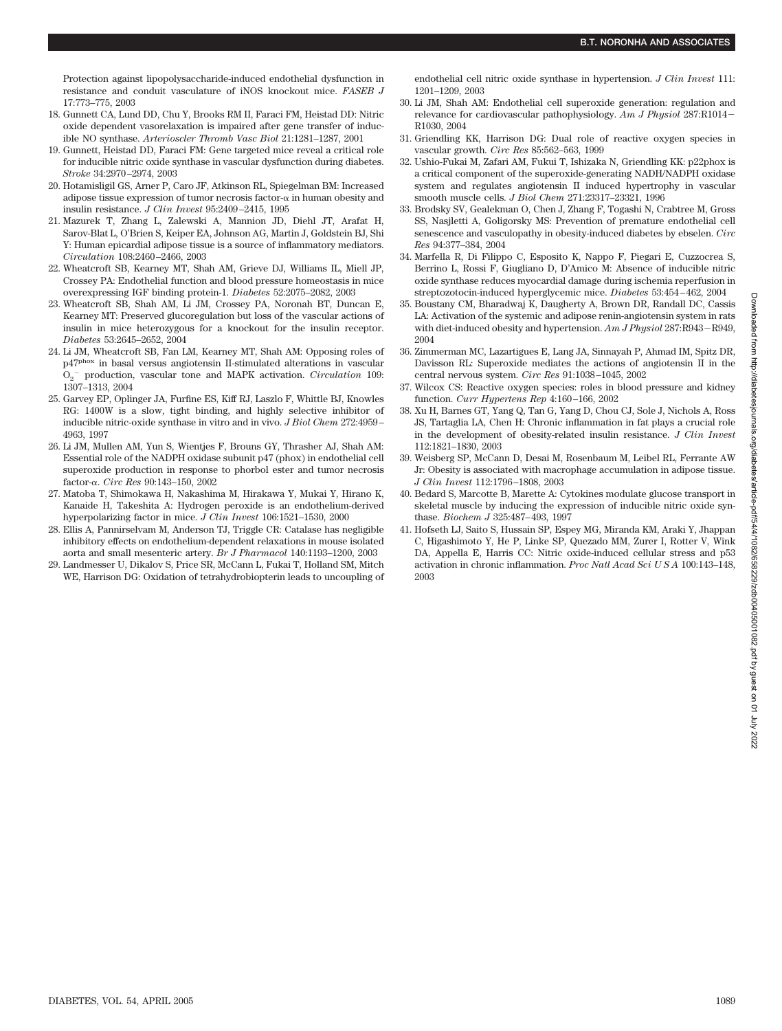Protection against lipopolysaccharide-induced endothelial dysfunction in resistance and conduit vasculature of iNOS knockout mice. *FASEB J* 17:773–775, 2003

18. Gunnett CA, Lund DD, Chu Y, Brooks RM II, Faraci FM, Heistad DD: Nitric oxide dependent vasorelaxation is impaired after gene transfer of inducible NO synthase. *Arterioscler Thromb Vasc Biol* 21:1281–1287, 2001
19. Gunnett, Heistad DD, Faraci FM: Gene targeted mice reveal a critical role for inducible nitric oxide synthase in vascular dysfunction during diabetes. *Stroke* 34:2970–2974, 2003
20. Hotamisligil GS, Arner P, Caro JF, Atkinson RL, Spiegelman BM: Increased adipose tissue expression of tumor necrosis factor-α in human obesity and insulin resistance. *J Clin Invest* 95:2409–2415, 1995
21. Mazurek T, Zhang L, Zalewski A, Mannion JD, Diehl JT, Arafat H, Sarov-Blat L, O'Brien S, Keiper EA, Johnson AG, Martin J, Goldstein BJ, Shi Y: Human epicardial adipose tissue is a source of inflammatory mediators. *Circulation* 108:2460–2466, 2003
22. Wheatcroft SB, Kearney MT, Shah AM, Grieve DJ, Williams IL, Miell JP, Crossey PA: Endothelial function and blood pressure homeostasis in mice overexpressing IGF binding protein-1. *Diabetes* 52:2075–2082, 2003
23. Wheatcroft SB, Shah AM, Li JM, Crossey PA, Noronah BT, Duncan E, Kearney MT: Preserved glucoregulation but loss of the vascular actions of insulin in mice heterozygous for a knockout for the insulin receptor. *Diabetes* 53:2645–2652, 2004
24. Li JM, Wheatcroft SB, Fan LM, Kearney MT, Shah AM: Opposing roles of p47[phox] in basal versus angiotensin II-stimulated alterations in vascular $O_2^-$ production, vascular tone and MAPK activation. *Circulation* 109: 1307–1313, 2004
25. Garvey EP, Oplinger JA, Furfine ES, Kiff RJ, Laszlo F, Whittle BJ, Knowles RG: 1400W is a slow, tight binding, and highly selective inhibitor of inducible nitric-oxide synthase in vitro and in vivo. *J Biol Chem* 272:4959–4963, 1997
26. Li JM, Mullen AM, Yun S, Wientjes F, Brouns GY, Thrasher AJ, Shah AM: Essential role of the NADPH oxidase subunit p47 (phox) in endothelial cell superoxide production in response to phorbol ester and tumor necrosis factor-α. *Circ Res* 90:143–150, 2002
27. Matoba T, Shimokawa H, Nakashima M, Hirakawa Y, Mukai Y, Hirano K, Kanaide H, Takeshita A: Hydrogen peroxide is an endothelium-derived hyperpolarizing factor in mice. *J Clin Invest* 106:1521–1530, 2000
28. Ellis A, Pannirselvam M, Anderson TJ, Triggle CR: Catalase has negligible inhibitory effects on endothelium-dependent relaxations in mouse isolated aorta and small mesenteric artery. *Br J Pharmacol* 140:1193–1200, 2003
29. Landmesser U, Dikalov S, Price SR, McCann L, Fukai T, Holland SM, Mitch WE, Harrison DG: Oxidation of tetrahydrobiopterin leads to uncoupling of endothelial cell nitric oxide synthase in hypertension. *J Clin Invest* 111: 1201–1209, 2003
30. Li JM, Shah AM: Endothelial cell superoxide generation: regulation and relevance for cardiovascular pathophysiology. *Am J Physiol* 287:R1014–R1030, 2004
31. Griendling KK, Harrison DG: Dual role of reactive oxygen species in vascular growth. *Circ Res* 85:562–563, 1999
32. Ushio-Fukai M, Zafari AM, Fukui T, Ishizaka N, Griendling KK: p22phox is a critical component of the superoxide-generating NADH/NADPH oxidase system and regulates angiotensin II induced hypertrophy in vascular smooth muscle cells. *J Biol Chem* 271:23317–23321, 1996
33. Brodsky SV, Gealekman O, Chen J, Zhang F, Togashi N, Crabtree M, Gross SS, Nasjletti A, Goligorsky MS: Prevention of premature endothelial cell senescence and vasculopathy in obesity-induced diabetes by ebselen. *Circ Res* 94:377–384, 2004
34. Marfella R, Di Filippo C, Esposito K, Nappo F, Piegari E, Cuzzocrea S, Berrino L, Rossi F, Giugliano D, D'Amico M: Absence of inducible nitric oxide synthase reduces myocardial damage during ischemia reperfusion in streptozotocin-induced hyperglycemic mice. *Diabetes* 53:454–462, 2004
35. Boustany CM, Bharadwaj K, Daugherty A, Brown DR, Randall DC, Cassis LA: Activation of the systemic and adipose renin-angiotensin system in rats with diet-induced obesity and hypertension. *Am J Physiol* 287:R943–R949, 2004
36. Zimmerman MC, Lazartigues E, Lang JA, Sinnayah P, Ahmad IM, Spitz DR, Davisson RL: Superoxide mediates the actions of angiotensin II in the central nervous system. *Circ Res* 91:1038–1045, 2002
37. Wilcox CS: Reactive oxygen species: roles in blood pressure and kidney function. *Curr Hypertens Rep* 4:160–166, 2002
38. Xu H, Barnes GT, Yang Q, Tan G, Yang D, Chou CJ, Sole J, Nichols A, Ross JS, Tartaglia LA, Chen H: Chronic inflammation in fat plays a crucial role in the development of obesity-related insulin resistance. *J Clin Invest* 112:1821–1830, 2003
39. Weisberg SP, McCann D, Desai M, Rosenbaum M, Leibel RL, Ferrante AW Jr: Obesity is associated with macrophage accumulation in adipose tissue. *J Clin Invest* 112:1796–1808, 2003
40. Bedard S, Marcotte B, Marette A: Cytokines modulate glucose transport in skeletal muscle by inducing the expression of inducible nitric oxide synthase. *Biochem J* 325:487–493, 1997
41. Hofseth LJ, Saito S, Hussain SP, Espey MG, Miranda KM, Araki Y, Jhappan C, Higashimoto Y, He P, Linke SP, Quezado MM, Zurer I, Rotter V, Wink DA, Appella E, Harris CC: Nitric oxide-induced cellular stress and p53 activation in chronic inflammation. *Proc Natl Acad Sci U S A* 100:143–148, 2003